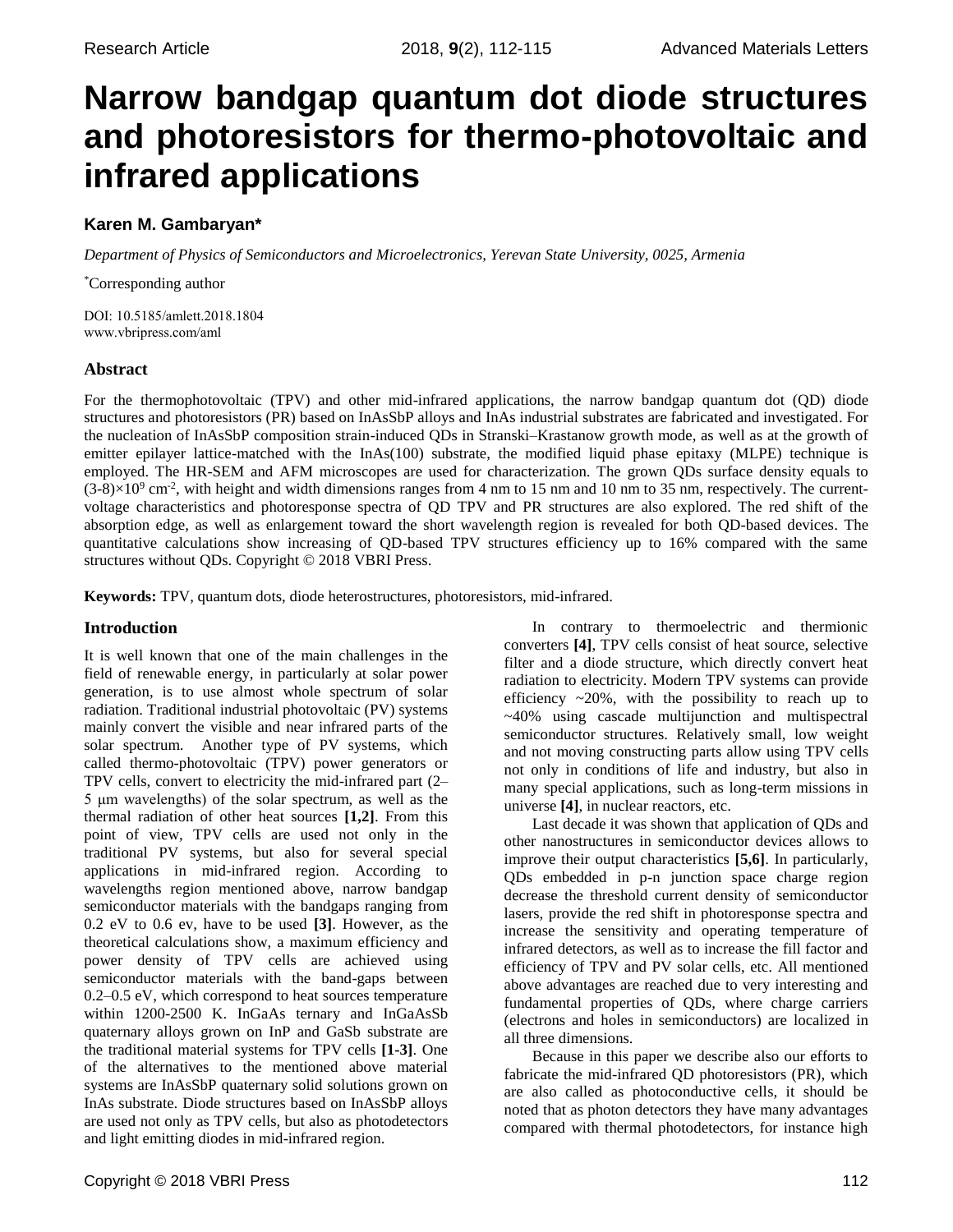# Narrow bandgap quantum dot diode structures and photoresistors for thermo-photovoltaic and infrared applications

**Karen M. Gambaryan***

*Department of Physics of Semiconductors and Microelectronics, Yerevan State University, 0025, Armenia*

*Corresponding author

DOI: 10.5185/amlett.2018.1804
www.vbripress.com/aml

### Abstract

For the thermophotovoltaic (TPV) and other mid-infrared applications, the narrow bandgap quantum dot (QD) diode structures and photoresistors (PR) based on InAsSbP alloys and InAs industrial substrates are fabricated and investigated. For the nucleation of InAsSbP composition strain-induced QDs in Stranski–Krastanow growth mode, as well as at the growth of emitter epilayer lattice-matched with the InAs(100) substrate, the modified liquid phase epitaxy (MLPE) technique is employed. The HR-SEM and AFM microscopes are used for characterization. The grown QDs surface density equals to $(3\text{-}8)\times10^{9}$ cm$^{-2}$, with height and width dimensions ranges from 4 nm to 15 nm and 10 nm to 35 nm, respectively. The current-voltage characteristics and photoresponse spectra of QD TPV and PR structures are also explored. The red shift of the absorption edge, as well as enlargement toward the short wavelength region is revealed for both QD-based devices. The quantitative calculations show increasing of QD-based TPV structures efficiency up to 16% compared with the same structures without QDs. Copyright © 2018 VBRI Press.

**Keywords:** TPV, quantum dots, diode heterostructures, photoresistors, mid-infrared.

### Introduction

It is well known that one of the main challenges in the field of renewable energy, in particularly at solar power generation, is to use almost whole spectrum of solar radiation. Traditional industrial photovoltaic (PV) systems mainly convert the visible and near infrared parts of the solar spectrum. Another type of PV systems, which called thermo-photovoltaic (TPV) power generators or TPV cells, convert to electricity the mid-infrared part (2–5 μm wavelengths) of the solar spectrum, as well as the thermal radiation of other heat sources **[1,2]**. From this point of view, TPV cells are used not only in the traditional PV systems, but also for several special applications in mid-infrared region. According to wavelengths region mentioned above, narrow bandgap semiconductor materials with the bandgaps ranging from 0.2 eV to 0.6 ev, have to be used **[3]**. However, as the theoretical calculations show, a maximum efficiency and power density of TPV cells are achieved using semiconductor materials with the band-gaps between 0.2–0.5 eV, which correspond to heat sources temperature within 1200-2500 K. InGaAs ternary and InGaAsSb quaternary alloys grown on InP and GaSb substrate are the traditional material systems for TPV cells **[1-3]**. One of the alternatives to the mentioned above material systems are InAsSbP quaternary solid solutions grown on InAs substrate. Diode structures based on InAsSbP alloys are used not only as TPV cells, but also as photodetectors and light emitting diodes in mid-infrared region.

In contrary to thermoelectric and thermionic converters **[4]**, TPV cells consist of heat source, selective filter and a diode structure, which directly convert heat radiation to electricity. Modern TPV systems can provide efficiency ~20%, with the possibility to reach up to ~40% using cascade multijunction and multispectral semiconductor structures. Relatively small, low weight and not moving constructing parts allow using TPV cells not only in conditions of life and industry, but also in many special applications, such as long-term missions in universe **[4]**, in nuclear reactors, etc.

Last decade it was shown that application of QDs and other nanostructures in semiconductor devices allows to improve their output characteristics **[5,6]**. In particularly, QDs embedded in p-n junction space charge region decrease the threshold current density of semiconductor lasers, provide the red shift in photoresponse spectra and increase the sensitivity and operating temperature of infrared detectors, as well as to increase the fill factor and efficiency of TPV and PV solar cells, etc. All mentioned above advantages are reached due to very interesting and fundamental properties of QDs, where charge carriers (electrons and holes in semiconductors) are localized in all three dimensions.

Because in this paper we describe also our efforts to fabricate the mid-infrared QD photoresistors (PR), which are also called as photoconductive cells, it should be noted that as photon detectors they have many advantages compared with thermal photodetectors, for instance high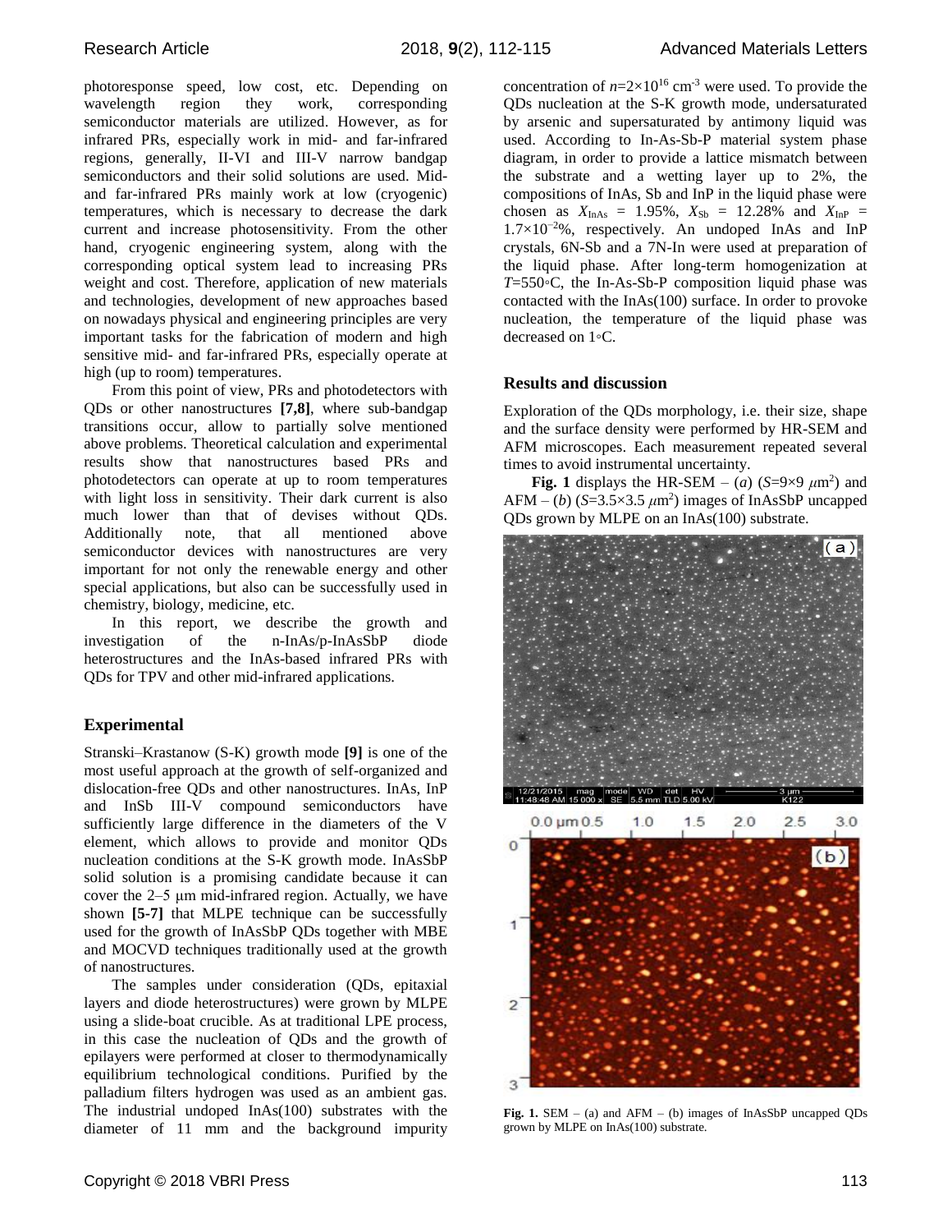photoresponse speed, low cost, etc. Depending on wavelength region they work, corresponding semiconductor materials are utilized. However, as for infrared PRs, especially work in mid- and far-infrared regions, generally, II-VI and III-V narrow bandgap semiconductors and their solid solutions are used. Mid- and far-infrared PRs mainly work at low (cryogenic) temperatures, which is necessary to decrease the dark current and increase photosensitivity. From the other hand, cryogenic engineering system, along with the corresponding optical system lead to increasing PRs weight and cost. Therefore, application of new materials and technologies, development of new approaches based on nowadays physical and engineering principles are very important tasks for the fabrication of modern and high sensitive mid- and far-infrared PRs, especially operate at high (up to room) temperatures.

From this point of view, PRs and photodetectors with QDs or other nanostructures **[7,8]**, where sub-bandgap transitions occur, allow to partially solve mentioned above problems. Theoretical calculation and experimental results show that nanostructures based PRs and photodetectors can operate at up to room temperatures with light loss in sensitivity. Their dark current is also much lower than that of devises without QDs. Additionally note, that all mentioned above semiconductor devices with nanostructures are very important for not only the renewable energy and other special applications, but also can be successfully used in chemistry, biology, medicine, etc.

In this report, we describe the growth and investigation of the n-InAs/p-InAsSbP diode heterostructures and the InAs-based infrared PRs with QDs for TPV and other mid-infrared applications.

## Experimental

Stranski–Krastanow (S-K) growth mode **[9]** is one of the most useful approach at the growth of self-organized and dislocation-free QDs and other nanostructures. InAs, InP and InSb III-V compound semiconductors have sufficiently large difference in the diameters of the V element, which allows to provide and monitor QDs nucleation conditions at the S-K growth mode. InAsSbP solid solution is a promising candidate because it can cover the 2–5 μm mid-infrared region. Actually, we have shown **[5-7]** that MLPE technique can be successfully used for the growth of InAsSbP QDs together with MBE and MOCVD techniques traditionally used at the growth of nanostructures.

The samples under consideration (QDs, epitaxial layers and diode heterostructures) were grown by MLPE using a slide-boat crucible. As at traditional LPE process, in this case the nucleation of QDs and the growth of epilayers were performed at closer to thermodynamically equilibrium technological conditions. Purified by the palladium filters hydrogen was used as an ambient gas. The industrial undoped InAs(100) substrates with the diameter of 11 mm and the background impurity concentration of $n=2\times10^{16}$ cm$^{-3}$ were used. To provide the QDs nucleation at the S-K growth mode, undersaturated by arsenic and supersaturated by antimony liquid was used. According to In-As-Sb-P material system phase diagram, in order to provide a lattice mismatch between the substrate and a wetting layer up to 2%, the compositions of InAs, Sb and InP in the liquid phase were chosen as $X_{InAs}$ = 1.95%, $X_{Sb}$ = 12.28% and $X_{InP}$ = $1.7\times10^{-2}$%, respectively. An undoped InAs and InP crystals, 6N-Sb and a 7N-In were used at preparation of the liquid phase. After long-term homogenization at $T$=550◦C, the In-As-Sb-P composition liquid phase was contacted with the InAs(100) surface. In order to provoke nucleation, the temperature of the liquid phase was decreased on 1◦C.

## Results and discussion

Exploration of the QDs morphology, i.e. their size, shape and the surface density were performed by HR-SEM and AFM microscopes. Each measurement repeated several times to avoid instrumental uncertainty.

**Fig. 1** displays the HR-SEM – (*a*) ($S$=9×9 μm$^2$) and AFM – (*b*) ($S$=3.5×3.5 μm$^2$) images of InAsSbP uncapped QDs grown by MLPE on an InAs(100) substrate.

**Fig. 1.** SEM – (a) and AFM – (b) images of InAsSbP uncapped QDs grown by MLPE on InAs(100) substrate.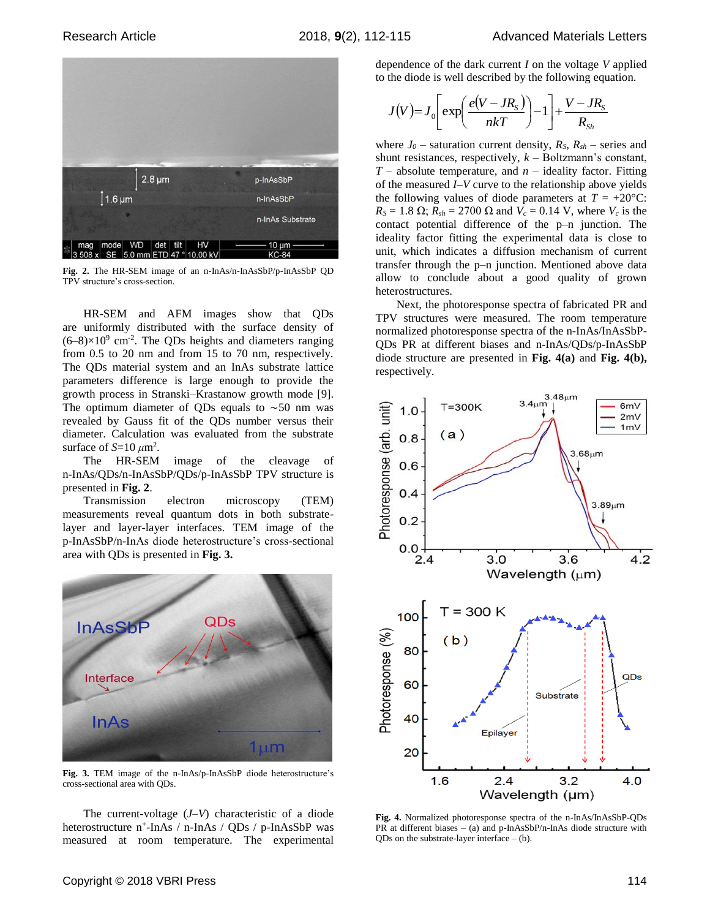Fig. 2. The HR-SEM image of an n-InAs/n-InAsSbP/p-InAsSbP QD TPV structure's cross-section.

HR-SEM and AFM images show that QDs are uniformly distributed with the surface density of $(6–8)\times10^{9}$ $cm^{-2}$. The QDs heights and diameters ranging from 0.5 to 20 nm and from 15 to 70 nm, respectively. The QDs material system and an InAs substrate lattice parameters difference is large enough to provide the growth process in Stranski–Krastanow growth mode [9]. The optimum diameter of QDs equals to ~50 nm was revealed by Gauss fit of the QDs number versus their diameter. Calculation was evaluated from the substrate surface of $S$=10 $\mu m^2$.

The HR-SEM image of the cleavage of n-InAs/QDs/n-InAsSbP/QDs/p-InAsSbP TPV structure is presented in **Fig. 2**.

Transmission electron microscopy (TEM) measurements reveal quantum dots in both substrate-layer and layer-layer interfaces. TEM image of the p-InAsSbP/n-InAs diode heterostructure's cross-sectional area with QDs is presented in **Fig. 3.**

Fig. 3. TEM image of the n-InAs/p-InAsSbP diode heterostructure's cross-sectional area with QDs.

The current-voltage ($J$–$V$) characteristic of a diode heterostructure $n^{+}$-InAs / n-InAs / QDs / p-InAsSbP was measured at room temperature. The experimental dependence of the dark current $I$ on the voltage $V$ applied to the diode is well described by the following equation.

$$J(V)=J_0\left[\exp\left(\frac{e(V-JR_S)}{nkT}\right)-1\right]+\frac{V-JR_S}{R_{Sh}}$$

where $J_0$ – saturation current density, $R_S$, $R_{sh}$ – series and shunt resistances, respectively, $k$ – Boltzmann's constant, $T$ – absolute temperature, and $n$ – ideality factor. Fitting of the measured $I$–$V$ curve to the relationship above yields the following values of diode parameters at $T$ = +20°C: $R_S$ = 1.8 Ω; $R_{sh}$ = 2700 Ω and $V_c$ = 0.14 V, where $V_c$ is the contact potential difference of the p–n junction. The ideality factor fitting the experimental data is close to unit, which indicates a diffusion mechanism of current transfer through the p–n junction. Mentioned above data allow to conclude about a good quality of grown heterostructures.

Next, the photoresponse spectra of fabricated PR and TPV structures were measured. The room temperature normalized photoresponse spectra of the n-InAs/InAsSbP-QDs PR at different biases and n-InAs/QDs/p-InAsSbP diode structure are presented in **Fig. 4(a)** and **Fig. 4(b),** respectively.

**Fig. 4.** Normalized photoresponse spectra of the n-InAs/InAsSbP-QDs PR at different biases – (a) and p-InAsSbP/n-InAs diode structure with QDs on the substrate-layer interface – (b).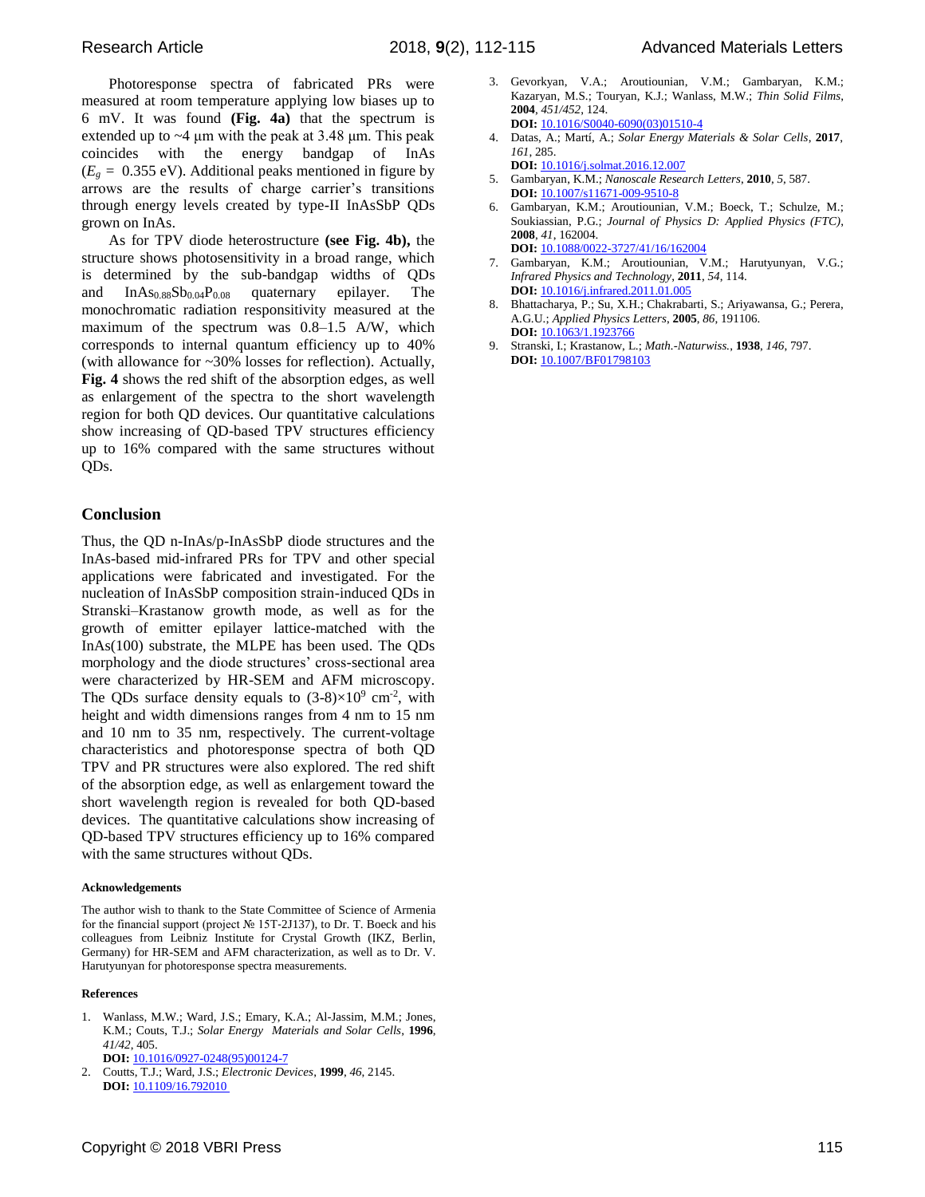Photoresponse spectra of fabricated PRs were measured at room temperature applying low biases up to 6 mV. It was found **(Fig. 4a)** that the spectrum is extended up to ~4 µm with the peak at 3.48 µm. This peak coincides with the energy bandgap of InAs ($E_g$ = 0.355 eV). Additional peaks mentioned in figure by arrows are the results of charge carrier's transitions through energy levels created by type-II InAsSbP QDs grown on InAs.

As for TPV diode heterostructure **(see Fig. 4b),** the structure shows photosensitivity in a broad range, which is determined by the sub-bandgap widths of QDs and $InAs_{0.88}Sb_{0.04}P_{0.08}$ quaternary epilayer. The monochromatic radiation responsitivity measured at the maximum of the spectrum was 0.8–1.5 A/W, which corresponds to internal quantum efficiency up to 40% (with allowance for ~30% losses for reflection). Actually, **Fig. 4** shows the red shift of the absorption edges, as well as enlargement of the spectra to the short wavelength region for both QD devices. Our quantitative calculations show increasing of QD-based TPV structures efficiency up to 16% compared with the same structures without QDs.

## Conclusion

Thus, the QD n-InAs/p-InAsSbP diode structures and the InAs-based mid-infrared PRs for TPV and other special applications were fabricated and investigated. For the nucleation of InAsSbP composition strain-induced QDs in Stranski–Krastanow growth mode, as well as for the growth of emitter epilayer lattice-matched with the InAs(100) substrate, the MLPE has been used. The QDs morphology and the diode structures' cross-sectional area were characterized by HR-SEM and AFM microscopy. The QDs surface density equals to $(3\text{-}8)\times10^{9}$ $cm^{-2}$, with height and width dimensions ranges from 4 nm to 15 nm and 10 nm to 35 nm, respectively. The current-voltage characteristics and photoresponse spectra of both QD TPV and PR structures were also explored. The red shift of the absorption edge, as well as enlargement toward the short wavelength region is revealed for both QD-based devices. The quantitative calculations show increasing of QD-based TPV structures efficiency up to 16% compared with the same structures without QDs.

#### Acknowledgements

The author wish to thank to the State Committee of Science of Armenia for the financial support (project № 15T-2J137), to Dr. T. Boeck and his colleagues from Leibniz Institute for Crystal Growth (IKZ, Berlin, Germany) for HR-SEM and AFM characterization, as well as to Dr. V. Harutyunyan for photoresponse spectra measurements.

#### References

1. Wanlass, M.W.; Ward, J.S.; Emary, K.A.; Al-Jassim, M.M.; Jones, K.M.; Couts, T.J.; *Solar Energy Materials and Solar Cells*, **1996**, *41/42*, 405.
   **DOI:** 10.1016/0927-0248(95)00124-7
2. Coutts, T.J.; Ward, J.S.; *Electronic Devices*, **1999**, *46*, 2145.
   **DOI:** 10.1109/16.792010
3. Gevorkyan, V.A.; Aroutiounian, V.M.; Gambaryan, K.M.; Kazaryan, M.S.; Touryan, K.J.; Wanlass, M.W.; *Thin Solid Films*, **2004**, *451/452*, 124.
   **DOI:** 10.1016/S0040-6090(03)01510-4
4. Datas, A.; Martí, A.; *Solar Energy Materials & Solar Cells*, **2017**, *161*, 285.
   **DOI:** 10.1016/j.solmat.2016.12.007
5. Gambaryan, K.M.; *Nanoscale Research Letters*, **2010**, *5*, 587.
   **DOI:** 10.1007/s11671-009-9510-8
6. Gambaryan, K.M.; Aroutiounian, V.M.; Boeck, T.; Schulze, M.; Soukiassian, P.G.; *Journal of Physics D: Applied Physics (FTC)*, **2008**, *41*, 162004.
   **DOI:** 10.1088/0022-3727/41/16/162004
7. Gambaryan, K.M.; Aroutiounian, V.M.; Harutyunyan, V.G.; *Infrared Physics and Technology*, **2011**, *54*, 114.
   **DOI:** 10.1016/j.infrared.2011.01.005
8. Bhattacharya, P.; Su, X.H.; Chakrabarti, S.; Ariyawansa, G.; Perera, A.G.U.; *Applied Physics Letters*, **2005**, *86*, 191106.
   **DOI:** 10.1063/1.1923766
9. Stranski, I.; Krastanow, L.; *Math.-Naturwiss.*, **1938**, *146*, 797.
   **DOI:** 10.1007/BF01798103